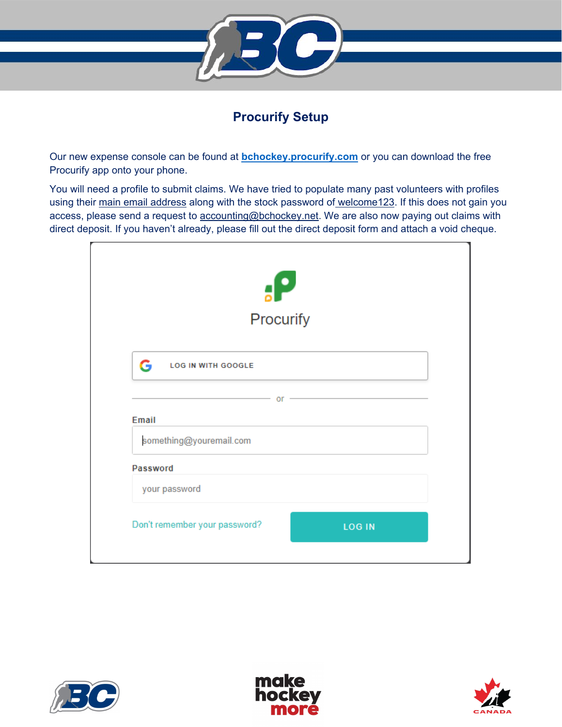# Procurify Setup

Our new expense console can be found at **bchockey.procurify.com** or you can download the free Procurify app onto your phone.

You will need a profile to submit claims. We have tried to populate many past volunteers with profiles using their main email address along with the stock password of welcome123. If this does not gain you access, please send a request to accounting@bchockey.net. We are also now paying out claims with direct deposit. If you haven't already, please fill out the direct deposit form and attach a void cheque.

Procurify

LOG IN WITH GOOGLE

or

Email

something@youremail.com

Password

your password

Don't remember your password?

LOG IN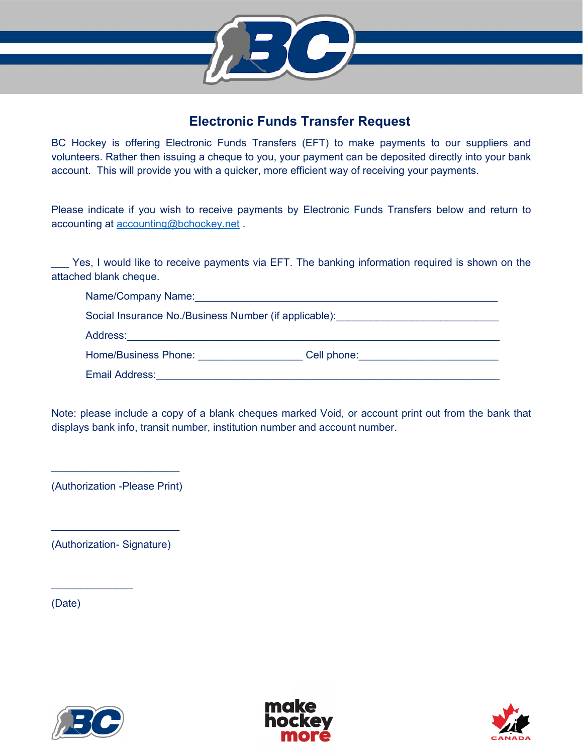## Electronic Funds Transfer Request

BC Hockey is offering Electronic Funds Transfers (EFT) to make payments to our suppliers and volunteers. Rather then issuing a cheque to you, your payment can be deposited directly into your bank account. This will provide you with a quicker, more efficient way of receiving your payments.

Please indicate if you wish to receive payments by Electronic Funds Transfers below and return to accounting at accounting@bchockey.net .

___ Yes, I would like to receive payments via EFT. The banking information required is shown on the attached blank cheque.

Name/Company Name:_______________________________________________

Social Insurance No./Business Number (if applicable):_________________________

Address:___________________________________________________________

Home/Business Phone: _______________ Cell phone:_____________________

Email Address:______________________________________________________

Note: please include a copy of a blank cheques marked Void, or account print out from the bank that displays bank info, transit number, institution number and account number.

______________________

(Authorization -Please Print)

______________________

(Authorization- Signature)

______________

(Date)